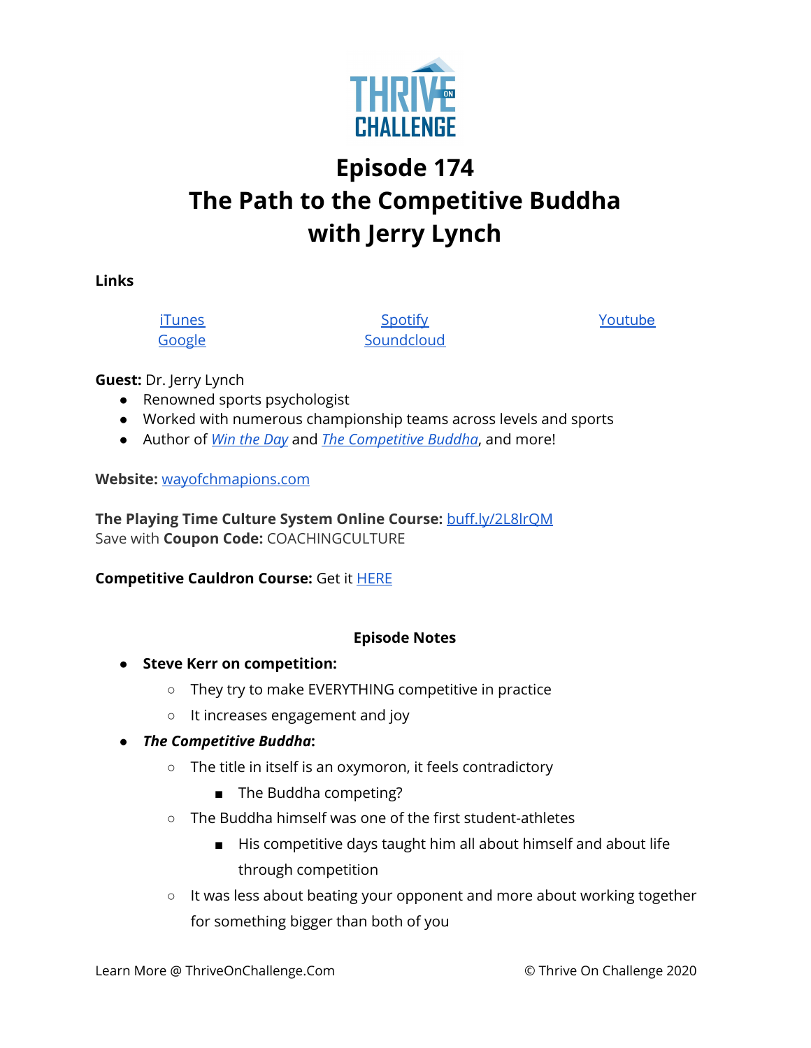# Episode 174
# The Path to the Competitive Buddha with Jerry Lynch

**Links**

[iTunes](#) [Spotify](#) [Youtube](#)
[Google](#) [Soundcloud](#)

**Guest:** Dr. Jerry Lynch

- Renowned sports psychologist
- Worked with numerous championship teams across levels and sports
- Author of *Win the Day* and *The Competitive Buddha*, and more!

**Website:** wayofchmapions.com

**The Playing Time Culture System Online Course:** buff.ly/2L8lrQM
Save with **Coupon Code:** COACHINGCULTURE

**Competitive Cauldron Course:** Get it HERE

**Episode Notes**

- **Steve Kerr on competition:**
  - They try to make EVERYTHING competitive in practice
  - It increases engagement and joy
- ***The Competitive Buddha*:**
  - The title in itself is an oxymoron, it feels contradictory
    - The Buddha competing?
  - The Buddha himself was one of the first student-athletes
    - His competitive days taught him all about himself and about life through competition
  - It was less about beating your opponent and more about working together for something bigger than both of you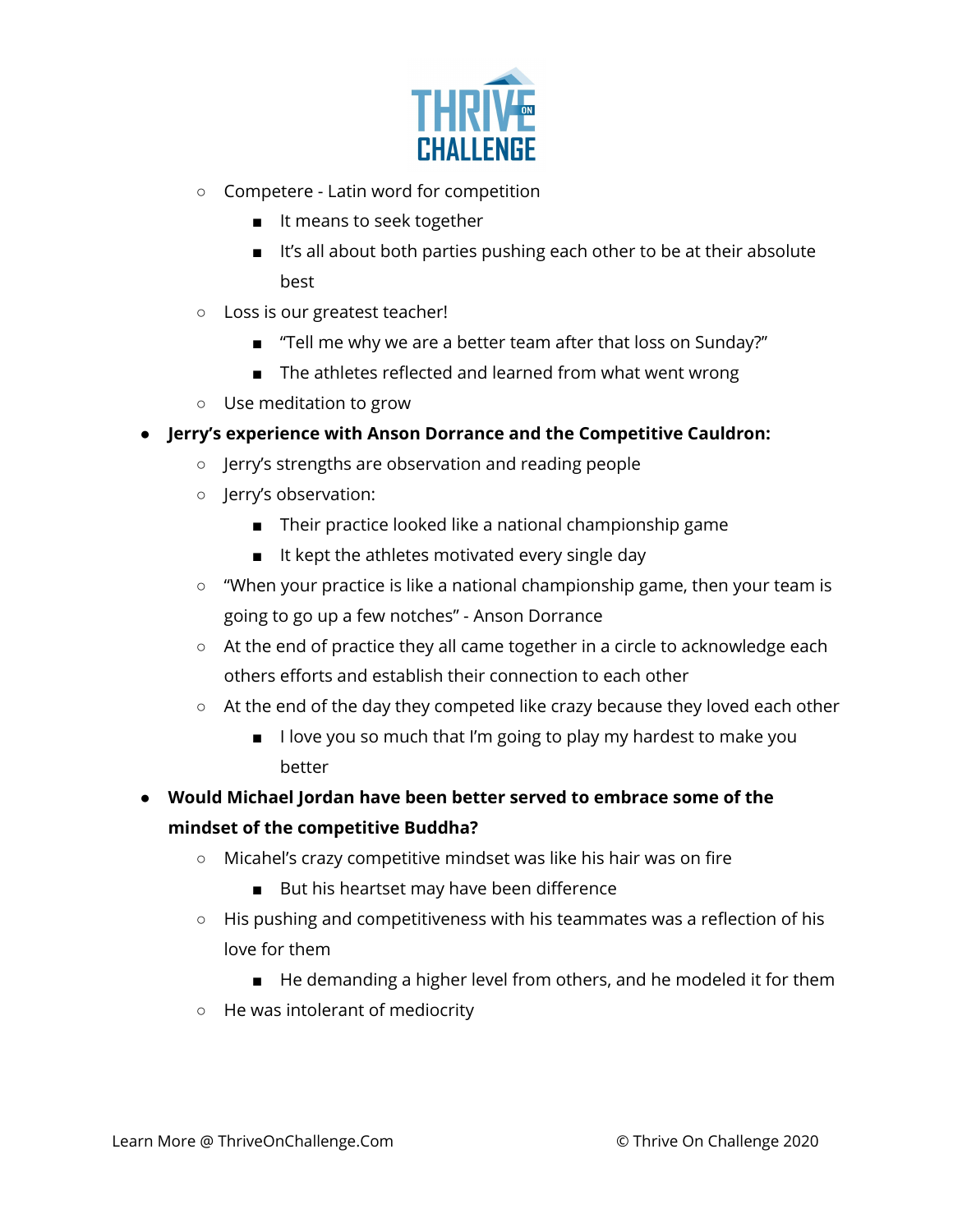- Competere - Latin word for competition
    - It means to seek together
    - It's all about both parties pushing each other to be at their absolute best
- Loss is our greatest teacher!
    - "Tell me why we are a better team after that loss on Sunday?"
    - The athletes reflected and learned from what went wrong
- Use meditation to grow

- **Jerry's experience with Anson Dorrance and the Competitive Cauldron:**
    - Jerry's strengths are observation and reading people
    - Jerry's observation:
        - Their practice looked like a national championship game
        - It kept the athletes motivated every single day
    - "When your practice is like a national championship game, then your team is going to go up a few notches" - Anson Dorrance
    - At the end of practice they all came together in a circle to acknowledge each others efforts and establish their connection to each other
    - At the end of the day they competed like crazy because they loved each other
        - I love you so much that I'm going to play my hardest to make you better
- **Would Michael Jordan have been better served to embrace some of the mindset of the competitive Buddha?**
    - Micahel's crazy competitive mindset was like his hair was on fire
        - But his heartset may have been difference
    - His pushing and competitiveness with his teammates was a reflection of his love for them
        - He demanding a higher level from others, and he modeled it for them
    - He was intolerant of mediocrity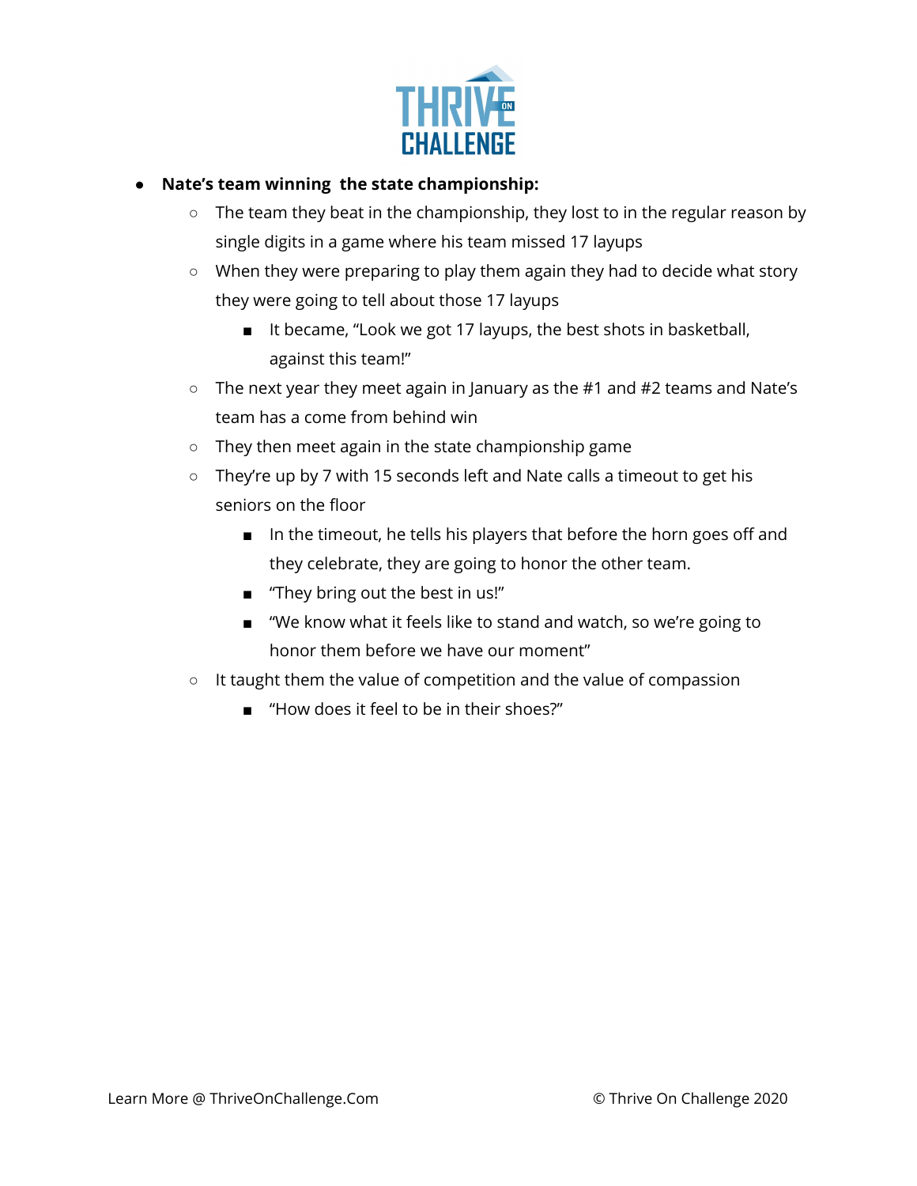- **Nate's team winning the state championship:**
  - The team they beat in the championship, they lost to in the regular reason by single digits in a game where his team missed 17 layups
  - When they were preparing to play them again they had to decide what story they were going to tell about those 17 layups
    - It became, "Look we got 17 layups, the best shots in basketball, against this team!"
  - The next year they meet again in January as the #1 and #2 teams and Nate's team has a come from behind win
  - They then meet again in the state championship game
  - They're up by 7 with 15 seconds left and Nate calls a timeout to get his seniors on the floor
    - In the timeout, he tells his players that before the horn goes off and they celebrate, they are going to honor the other team.
    - "They bring out the best in us!"
    - "We know what it feels like to stand and watch, so we're going to honor them before we have our moment"
  - It taught them the value of competition and the value of compassion
    - "How does it feel to be in their shoes?"